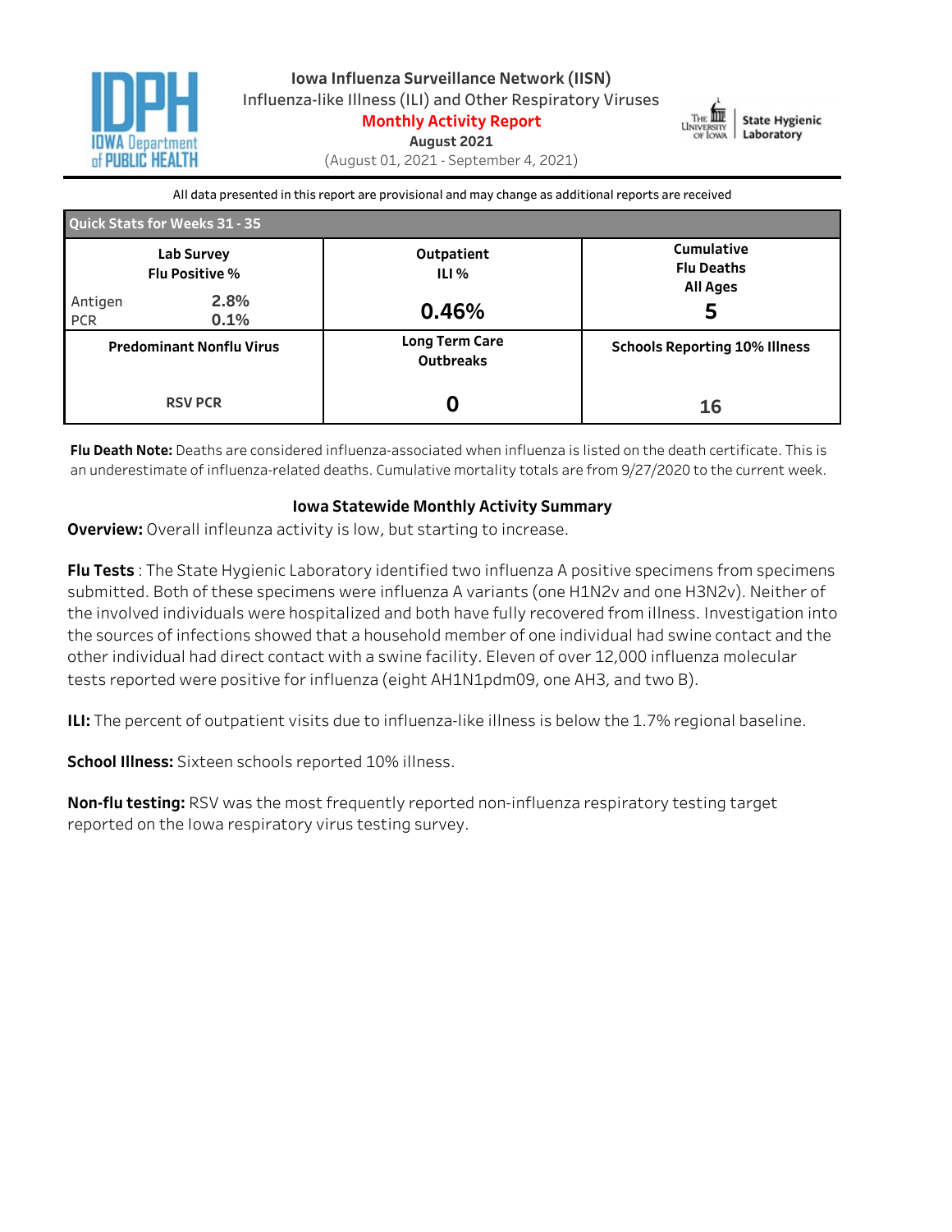# Iowa Influenza Surveillance Network (IISN)

Influenza-like Illness (ILI) and Other Respiratory Viruses

**Monthly Activity Report**

**August 2021**

(August 01, 2021 - September 4, 2021)

All data presented in this report are provisional and may change as additional reports are received

| Quick Stats for Weeks 31 - 35 | | |
|---|---|---|
| **Lab Survey Flu Positive %**<br>Antigen 2.8%<br>PCR 0.1% | **Outpatient ILI %**<br>**0.46%** | **Cumulative Flu Deaths All Ages**<br>**5** |
| **Predominant Nonflu Virus**<br>**RSV PCR** | **Long Term Care Outbreaks**<br>**0** | **Schools Reporting 10% Illness**<br>**16** |

**Flu Death Note:** Deaths are considered influenza-associated when influenza is listed on the death certificate. This is an underestimate of influenza-related deaths. Cumulative mortality totals are from 9/27/2020 to the current week.

## Iowa Statewide Monthly Activity Summary

**Overview:** Overall infleunza activity is low, but starting to increase.

**Flu Tests** : The State Hygienic Laboratory identified two influenza A positive specimens from specimens submitted. Both of these specimens were influenza A variants (one H1N2v and one H3N2v). Neither of the involved individuals were hospitalized and both have fully recovered from illness. Investigation into the sources of infections showed that a household member of one individual had swine contact and the other individual had direct contact with a swine facility. Eleven of over 12,000 influenza molecular tests reported were positive for influenza (eight AH1N1pdm09, one AH3, and two B).

**ILI:** The percent of outpatient visits due to influenza-like illness is below the 1.7% regional baseline.

**School Illness:** Sixteen schools reported 10% illness.

**Non-flu testing:** RSV was the most frequently reported non-influenza respiratory testing target reported on the Iowa respiratory virus testing survey.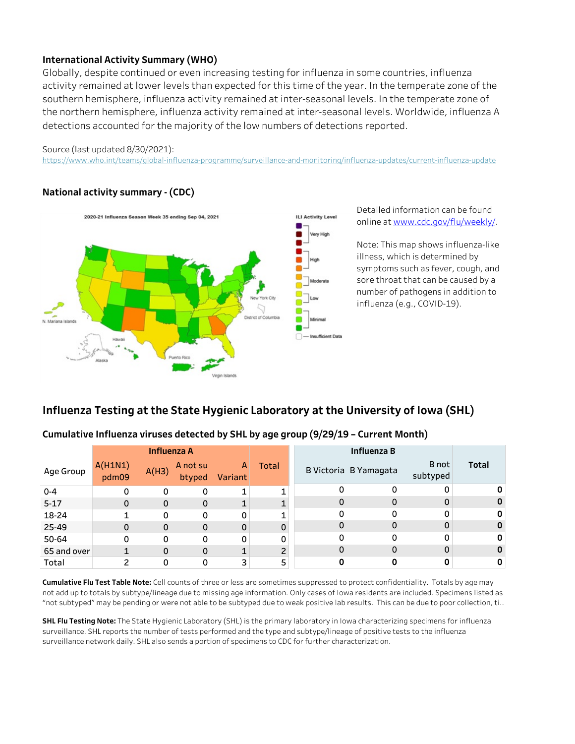### International Activity Summary (WHO)

Globally, despite continued or even increasing testing for influenza in some countries, influenza activity remained at lower levels than expected for this time of the year. In the temperate zone of the southern hemisphere, influenza activity remained at inter-seasonal levels. In the temperate zone of the northern hemisphere, influenza activity remained at inter-seasonal levels. Worldwide, influenza A detections accounted for the majority of the low numbers of detections reported.

Source (last updated 8/30/2021):
https://www.who.int/teams/global-influenza-programme/surveillance-and-monitoring/influenza-updates/current-influenza-update

### National activity summary - (CDC)

Detailed information can be found online at www.cdc.gov/flu/weekly/.

Note: This map shows influenza-like illness, which is determined by symptoms such as fever, cough, and sore throat that can be caused by a number of pathogens in addition to influenza (e.g., COVID-19).

## Influenza Testing at the State Hygienic Laboratory at the University of Iowa (SHL)

### Cumulative Influenza viruses detected by SHL by age group (9/29/19 – Current Month)

| Age Group | Influenza A | | | | | Influenza B | | | |
|---|---|---|---|---|---|---|---|---|---|
| | A(H1N1) pdm09 | A(H3) | A not subtyped | A Variant | Total | B Victoria | B Yamagata | B not subtyped | Total |
| 0-4 | 0 | 0 | 0 | 1 | 1 | 0 | 0 | 0 | **0** |
| 5-17 | 0 | 0 | 0 | 1 | 1 | 0 | 0 | 0 | **0** |
| 18-24 | 1 | 0 | 0 | 0 | 1 | 0 | 0 | 0 | **0** |
| 25-49 | 0 | 0 | 0 | 0 | 0 | 0 | 0 | 0 | **0** |
| 50-64 | 0 | 0 | 0 | 0 | 0 | 0 | 0 | 0 | **0** |
| 65 and over | 1 | 0 | 0 | 1 | 2 | 0 | 0 | 0 | **0** |
| Total | 2 | 0 | 0 | 3 | 5 | **0** | **0** | **0** | **0** |

**Cumulative Flu Test Table Note:** Cell counts of three or less are sometimes suppressed to protect confidentiality. Totals by age may not add up to totals by subtype/lineage due to missing age information. Only cases of Iowa residents are included. Specimens listed as "not subtyped" may be pending or were not able to be subtyped due to weak positive lab results. This can be due to poor collection, ti..

**SHL Flu Testing Note:** The State Hygienic Laboratory (SHL) is the primary laboratory in Iowa characterizing specimens for influenza surveillance. SHL reports the number of tests performed and the type and subtype/lineage of positive tests to the influenza surveillance network daily. SHL also sends a portion of specimens to CDC for further characterization.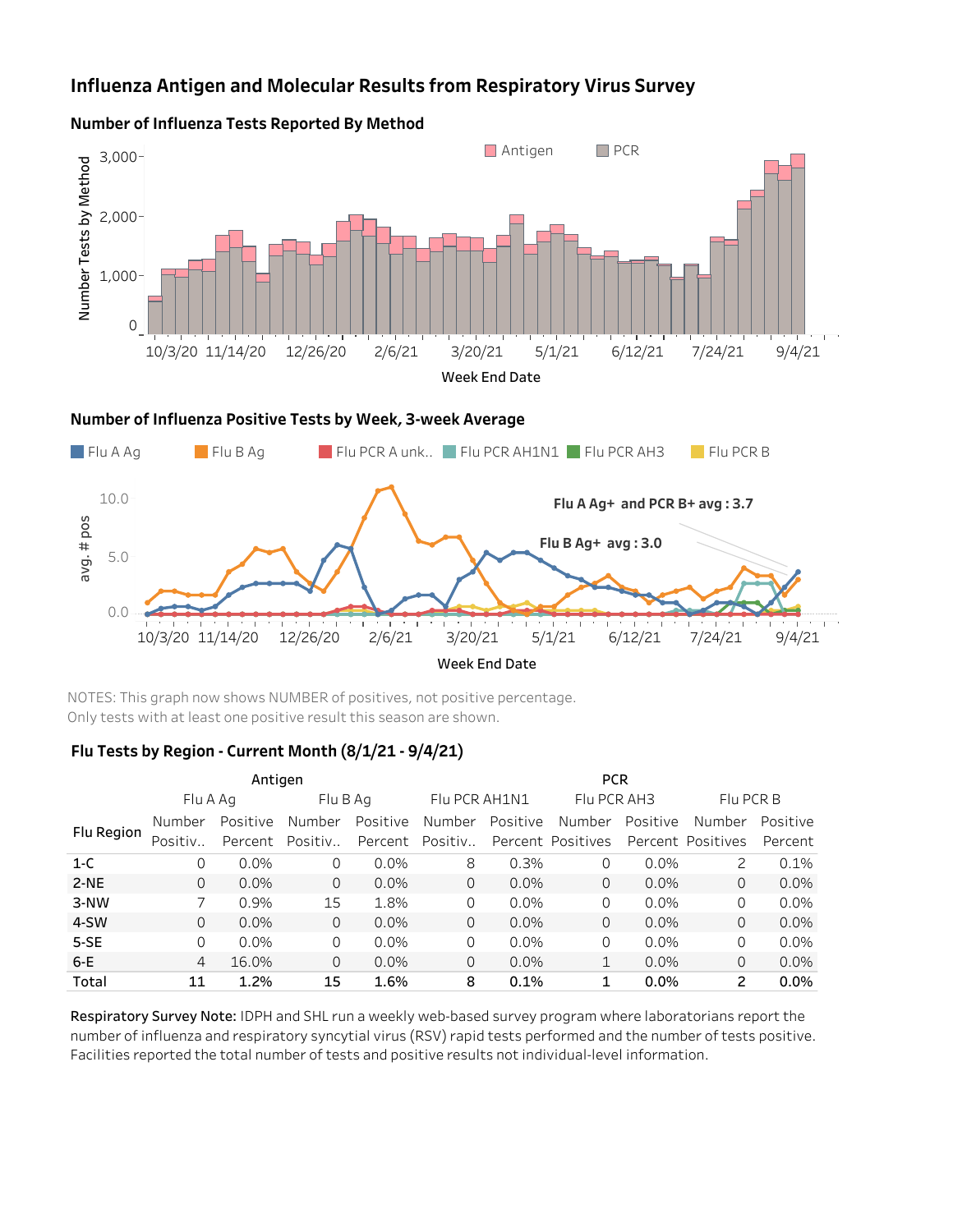# Influenza Antigen and Molecular Results from Respiratory Virus Survey

## Number of Influenza Tests Reported By Method

## Number of Influenza Positive Tests by Week, 3-week Average

NOTES: This graph now shows NUMBER of positives, not positive percentage.
Only tests with at least one positive result this season are shown.

## Flu Tests by Region - Current Month (8/1/21 - 9/4/21)

| Flu Region | Antigen | | | | PCR | | | | | |
|---|---|---|---|---|---|---|---|---|---|---|
| | Flu A Ag | | Flu B Ag | | Flu PCR AH1N1 | | Flu PCR AH3 | | Flu PCR B | |
| | Number Positiv.. | Positive Percent | Number Positiv.. | Positive Percent | Number Positiv.. | Positive Percent | Number Positives | Positive Percent | Number Positives | Positive Percent |
| 1-C | 0 | 0.0% | 0 | 0.0% | 8 | 0.3% | 0 | 0.0% | 2 | 0.1% |
| 2-NE | 0 | 0.0% | 0 | 0.0% | 0 | 0.0% | 0 | 0.0% | 0 | 0.0% |
| 3-NW | 7 | 0.9% | 15 | 1.8% | 0 | 0.0% | 0 | 0.0% | 0 | 0.0% |
| 4-SW | 0 | 0.0% | 0 | 0.0% | 0 | 0.0% | 0 | 0.0% | 0 | 0.0% |
| 5-SE | 0 | 0.0% | 0 | 0.0% | 0 | 0.0% | 0 | 0.0% | 0 | 0.0% |
| 6-E | 4 | 16.0% | 0 | 0.0% | 0 | 0.0% | 1 | 0.0% | 0 | 0.0% |
| Total | 11 | 1.2% | 15 | 1.6% | 8 | 0.1% | 1 | 0.0% | 2 | 0.0% |

**Respiratory Survey Note:** IDPH and SHL run a weekly web-based survey program where laboratorians report the number of influenza and respiratory syncytial virus (RSV) rapid tests performed and the number of tests positive. Facilities reported the total number of tests and positive results not individual-level information.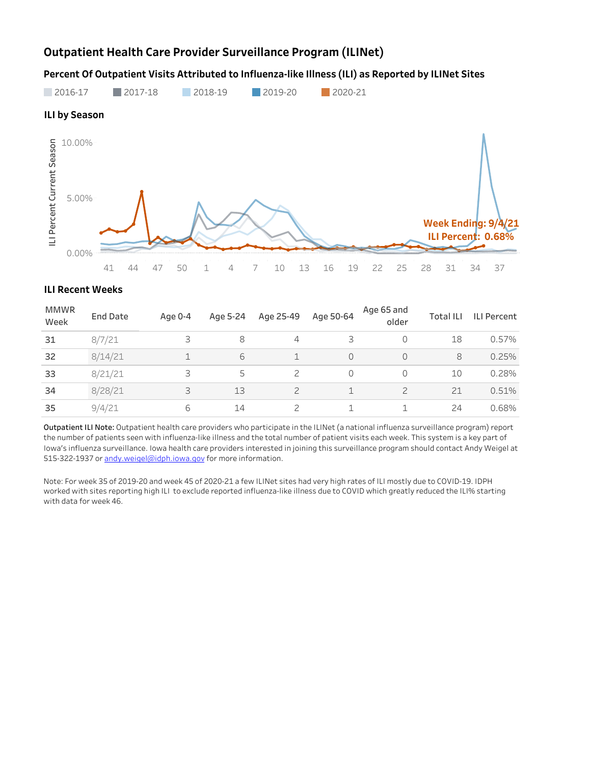## Outpatient Health Care Provider Surveillance Program (ILINet)

### Percent Of Outpatient Visits Attributed to Influenza-like Illness (ILI) as Reported by ILINet Sites

2016-17　2017-18　2018-19　2019-20　2020-21

### ILI by Season

Week Ending: 9/4/21
ILI Percent: 0.68%

### ILI Recent Weeks

| MMWR Week | End Date | Age 0-4 | Age 5-24 | Age 25-49 | Age 50-64 | Age 65 and older | Total ILI | ILI Percent |
|---|---|---|---|---|---|---|---|---|
| 31 | 8/7/21 | 3 | 8 | 4 | 3 | 0 | 18 | 0.57% |
| 32 | 8/14/21 | 1 | 6 | 1 | 0 | 0 | 8 | 0.25% |
| 33 | 8/21/21 | 3 | 5 | 2 | 0 | 0 | 10 | 0.28% |
| 34 | 8/28/21 | 3 | 13 | 2 | 1 | 2 | 21 | 0.51% |
| 35 | 9/4/21 | 6 | 14 | 2 | 1 | 1 | 24 | 0.68% |

**Outpatient ILI Note:** Outpatient health care providers who participate in the ILINet (a national influenza surveillance program) report the number of patients seen with influenza-like illness and the total number of patient visits each week. This system is a key part of Iowa's influenza surveillance. Iowa health care providers interested in joining this surveillance program should contact Andy Weigel at 515-322-1937 or andy.weigel@idph.iowa.gov for more information.

Note: For week 35 of 2019-20 and week 45 of 2020-21 a few ILINet sites had very high rates of ILI mostly due to COVID-19. IDPH worked with sites reporting high ILI to exclude reported influenza-like illness due to COVID which greatly reduced the ILI% starting with data for week 46.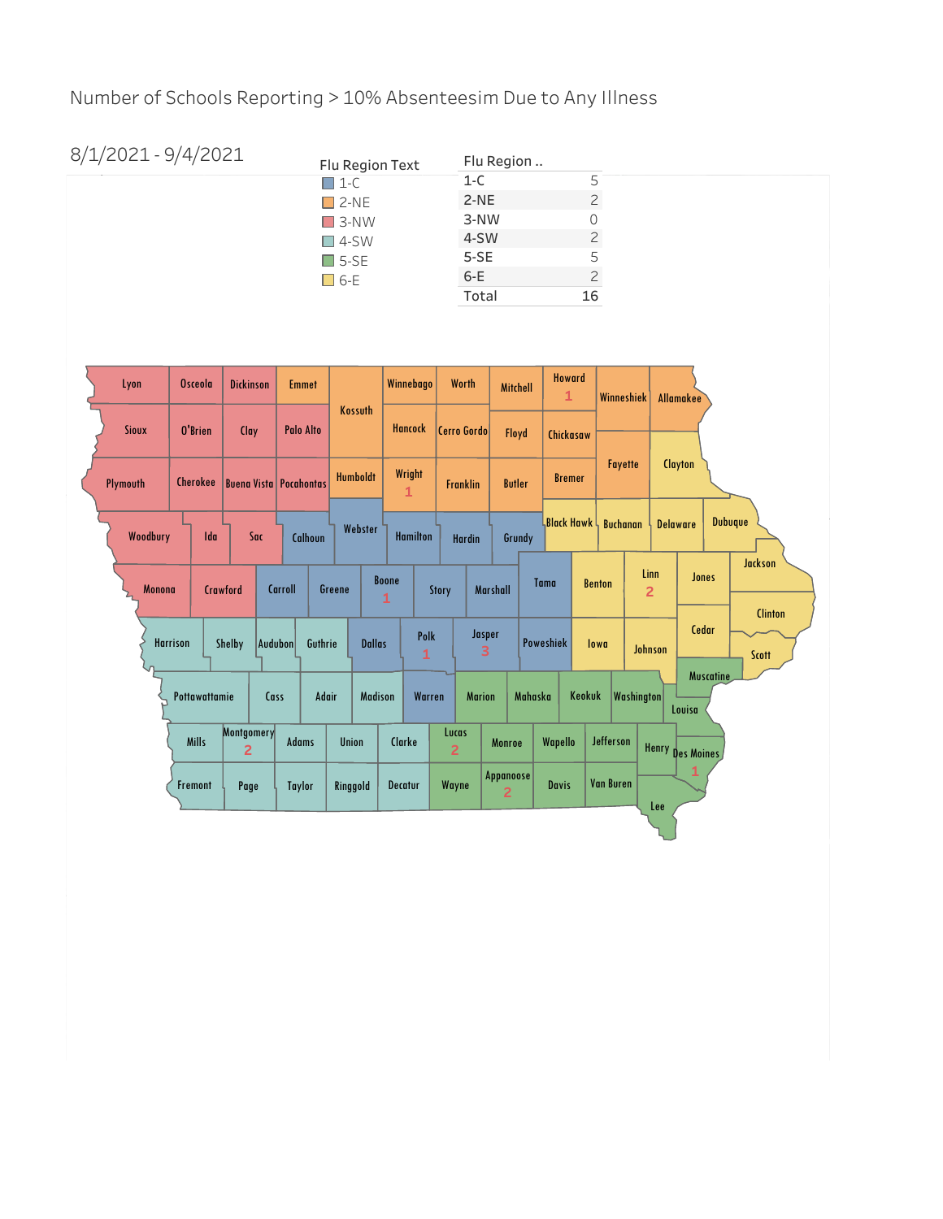# Number of Schools Reporting > 10% Absenteesim Due to Any Illness

8/1/2021 - 9/4/2021

**Flu Region Text**

- 1-C
- 2-NE
- 3-NW
- 4-SW
- 5-SE
- 6-E

| Flu Region .. | |
|---|---|
| 1-C | 5 |
| 2-NE | 2 |
| 3-NW | 0 |
| 4-SW | 2 |
| 5-SE | 5 |
| 6-E | 2 |
| Total | 16 |

Lyon, Osceola, Dickinson, Emmet, Kossuth, Winnebago, Worth, Mitchell, Howard 1, Winneshiek, Allamakee, Sioux, O'Brien, Clay, Palo Alto, Hancock, Cerro Gordo, Floyd, Chickasaw, Plymouth, Cherokee, Buena Vista, Pocahontas, Humboldt, Wright 1, Franklin, Butler, Bremer, Fayette, Clayton, Woodbury, Ida, Sac, Calhoun, Webster, Hamilton, Hardin, Grundy, Black Hawk, Buchanan, Delaware, Dubuque, Monona, Crawford, Carroll, Greene, Boone 1, Story, Marshall, Tama, Benton, Linn 2, Jones, Jackson, Harrison, Shelby, Audubon, Guthrie, Dallas, Polk 1, Jasper 3, Poweshiek, Iowa, Johnson, Cedar, Clinton, Scott, Pottawattamie, Cass, Adair, Madison, Warren, Marion, Mahaska, Keokuk, Washington, Muscatine, Louisa, Mills, Montgomery 2, Adams, Union, Clarke, Lucas 2, Monroe, Wapello, Jefferson, Henry, Des Moines 1, Fremont, Page, Taylor, Ringgold, Decatur, Wayne, Appanoose 2, Davis, Van Buren, Lee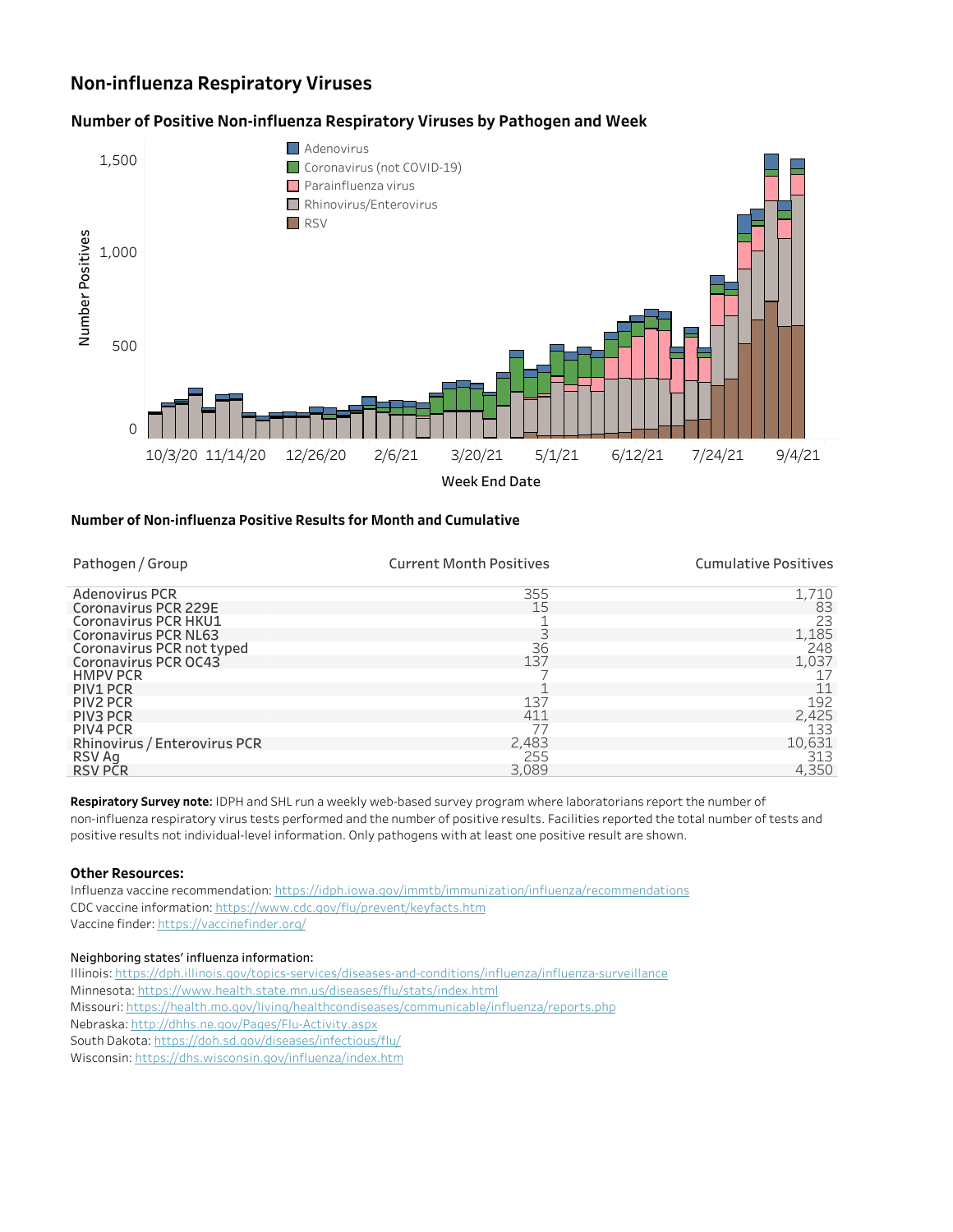## Non-influenza Respiratory Viruses

### Number of Positive Non-influenza Respiratory Viruses by Pathogen and Week

Adenovirus
Coronavirus (not COVID-19)
Parainfluenza virus
Rhinovirus/Enterovirus
RSV

Number Positives

1,500
1,000
500
0

10/3/20 11/14/20 12/26/20 2/6/21 3/20/21 5/1/21 6/12/21 7/24/21 9/4/21

Week End Date

### Number of Non-influenza Positive Results for Month and Cumulative

| Pathogen / Group | Current Month Positives | Cumulative Positives |
|---|---|---|
| Adenovirus PCR | 355 | 1,710 |
| Coronavirus PCR 229E | 15 | 83 |
| Coronavirus PCR HKU1 | 1 | 23 |
| Coronavirus PCR NL63 | 3 | 1,185 |
| Coronavirus PCR not typed | 36 | 248 |
| Coronavirus PCR OC43 | 137 | 1,037 |
| HMPV PCR | 7 | 17 |
| PIV1 PCR | 1 | 11 |
| PIV2 PCR | 137 | 192 |
| PIV3 PCR | 411 | 2,425 |
| PIV4 PCR | 77 | 133 |
| Rhinovirus / Enterovirus PCR | 2,483 | 10,631 |
| RSV Ag | 255 | 313 |
| RSV PCR | 3,089 | 4,350 |

**Respiratory Survey note**: IDPH and SHL run a weekly web-based survey program where laboratorians report the number of non-influenza respiratory virus tests performed and the number of positive results. Facilities reported the total number of tests and positive results not individual-level information. Only pathogens with at least one positive result are shown.

**Other Resources:**

Influenza vaccine recommendation: https://idph.iowa.gov/immtb/immunization/influenza/recommendations
CDC vaccine information: https://www.cdc.gov/flu/prevent/keyfacts.htm
Vaccine finder: https://vaccinefinder.org/

Neighboring states' influenza information:

Illinois: https://dph.illinois.gov/topics-services/diseases-and-conditions/influenza/influenza-surveillance
Minnesota: https://www.health.state.mn.us/diseases/flu/stats/index.html
Missouri: https://health.mo.gov/living/healthcondiseases/communicable/influenza/reports.php
Nebraska: http://dhhs.ne.gov/Pages/Flu-Activity.aspx
South Dakota: https://doh.sd.gov/diseases/infectious/flu/
Wisconsin: https://dhs.wisconsin.gov/influenza/index.htm